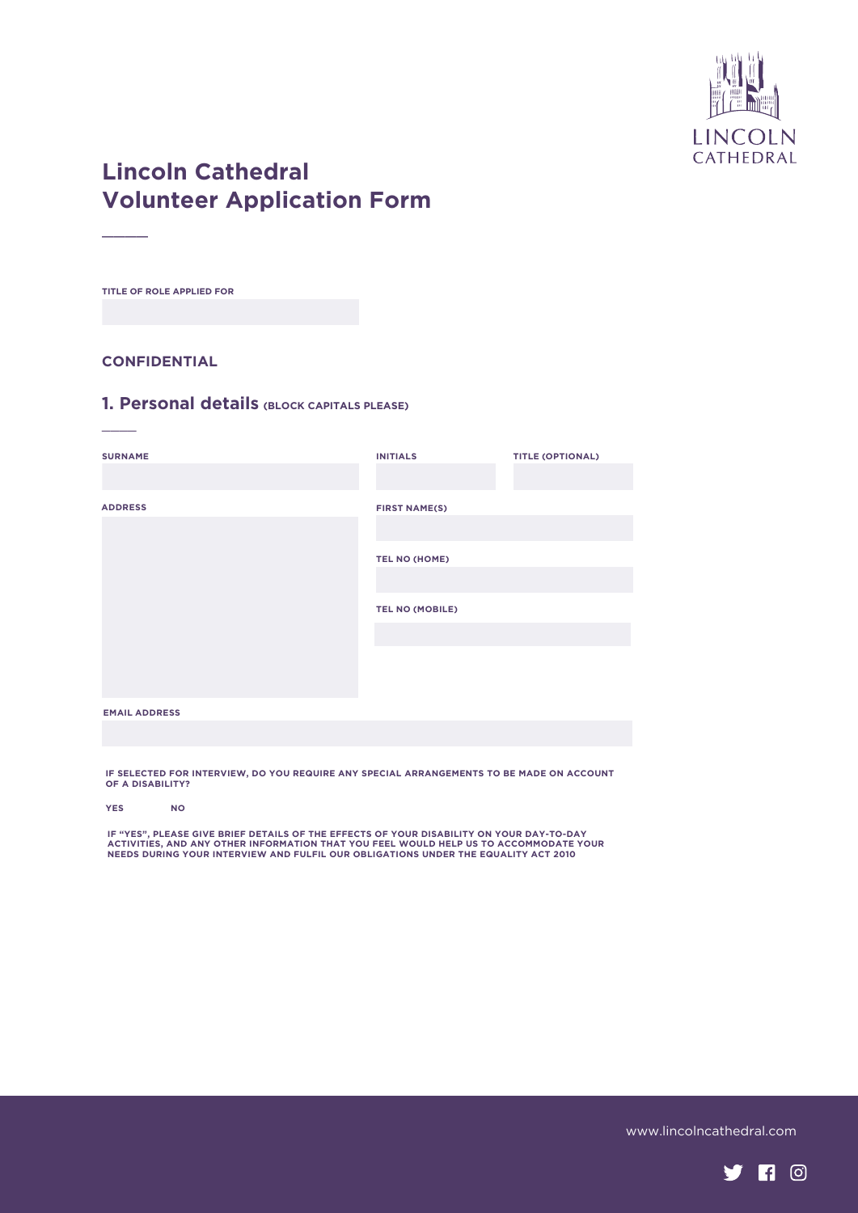# Lincoln Cathedral
# Volunteer Application Form

**TITLE OF ROLE APPLIED FOR**

**CONFIDENTIAL**

## 1. Personal details (BLOCK CAPITALS PLEASE)

**SURNAME**

**INITIALS**

**TITLE (OPTIONAL)**

**ADDRESS**

**FIRST NAME(S)**

**TEL NO (HOME)**

**TEL NO (MOBILE)**

**EMAIL ADDRESS**

**IF SELECTED FOR INTERVIEW, DO YOU REQUIRE ANY SPECIAL ARRANGEMENTS TO BE MADE ON ACCOUNT OF A DISABILITY?**

**YES** **NO**

**IF "YES", PLEASE GIVE BRIEF DETAILS OF THE EFFECTS OF YOUR DISABILITY ON YOUR DAY-TO-DAY ACTIVITIES, AND ANY OTHER INFORMATION THAT YOU FEEL WOULD HELP US TO ACCOMMODATE YOUR NEEDS DURING YOUR INTERVIEW AND FULFIL OUR OBLIGATIONS UNDER THE EQUALITY ACT 2010**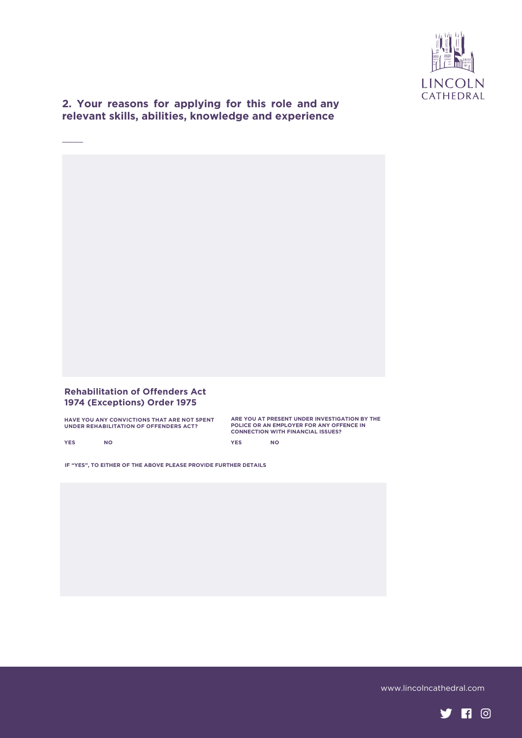## 2. Your reasons for applying for this role and any relevant skills, abilities, knowledge and experience

### Rehabilitation of Offenders Act 1974 (Exceptions) Order 1975

**HAVE YOU ANY CONVICTIONS THAT ARE NOT SPENT UNDER REHABILITATION OF OFFENDERS ACT?**

**YES** **NO**

**ARE YOU AT PRESENT UNDER INVESTIGATION BY THE POLICE OR AN EMPLOYER FOR ANY OFFENCE IN CONNECTION WITH FINANCIAL ISSUES?**

**YES** **NO**

**IF "YES", TO EITHER OF THE ABOVE PLEASE PROVIDE FURTHER DETAILS**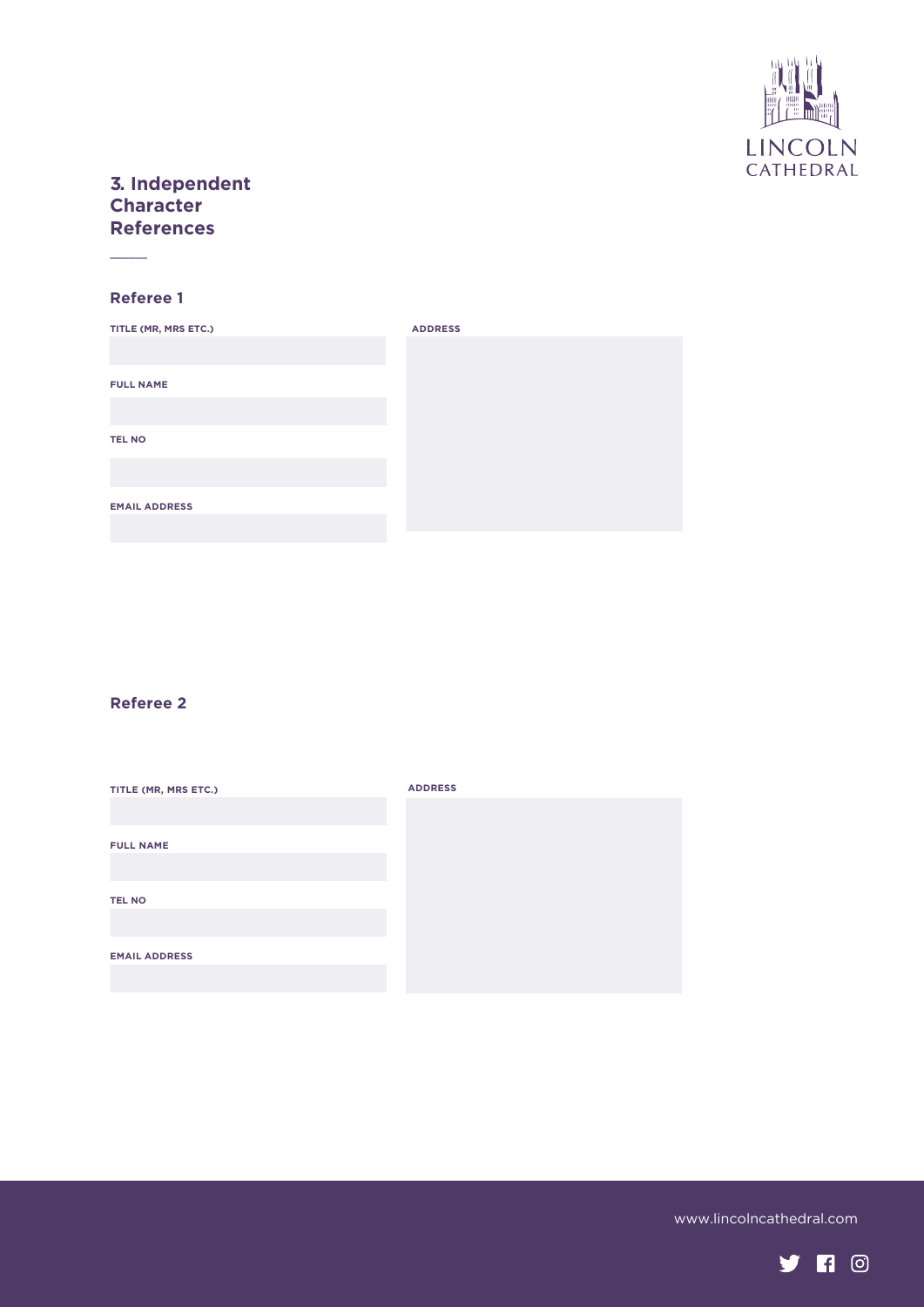## 3. Independent Character References

### Referee 1

**TITLE (MR, MRS ETC.)**

**FULL NAME**

**TEL NO**

**EMAIL ADDRESS**

**ADDRESS**

### Referee 2

**TITLE (MR, MRS ETC.)**

**FULL NAME**

**TEL NO**

**EMAIL ADDRESS**

**ADDRESS**

www.lincolncathedral.com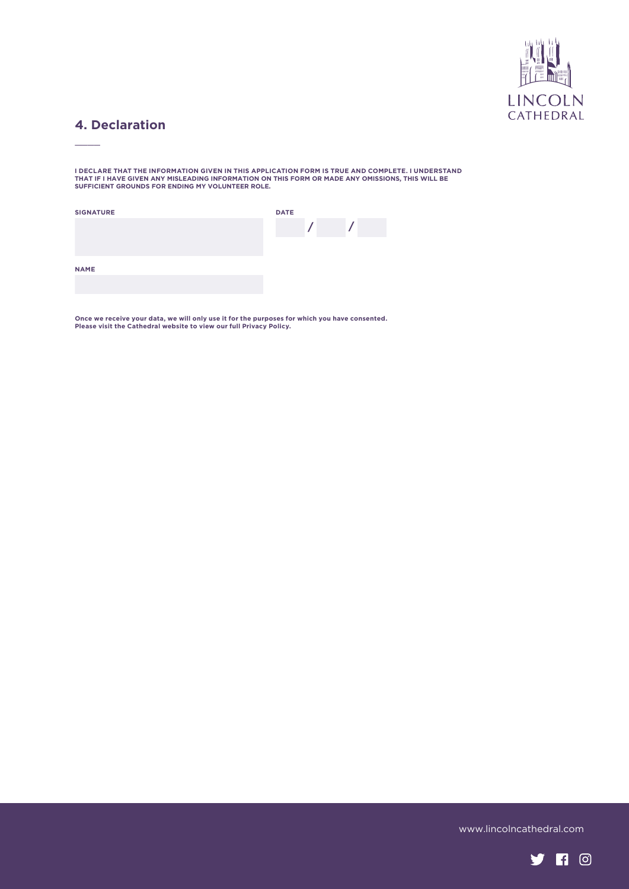## 4. Declaration

**I DECLARE THAT THE INFORMATION GIVEN IN THIS APPLICATION FORM IS TRUE AND COMPLETE. I UNDERSTAND THAT IF I HAVE GIVEN ANY MISLEADING INFORMATION ON THIS FORM OR MADE ANY OMISSIONS, THIS WILL BE SUFFICIENT GROUNDS FOR ENDING MY VOLUNTEER ROLE.**

**SIGNATURE**

**DATE**

/ /

**NAME**

**Once we receive your data, we will only use it for the purposes for which you have consented. Please visit the Cathedral website to view our full Privacy Policy.**

www.lincolncathedral.com